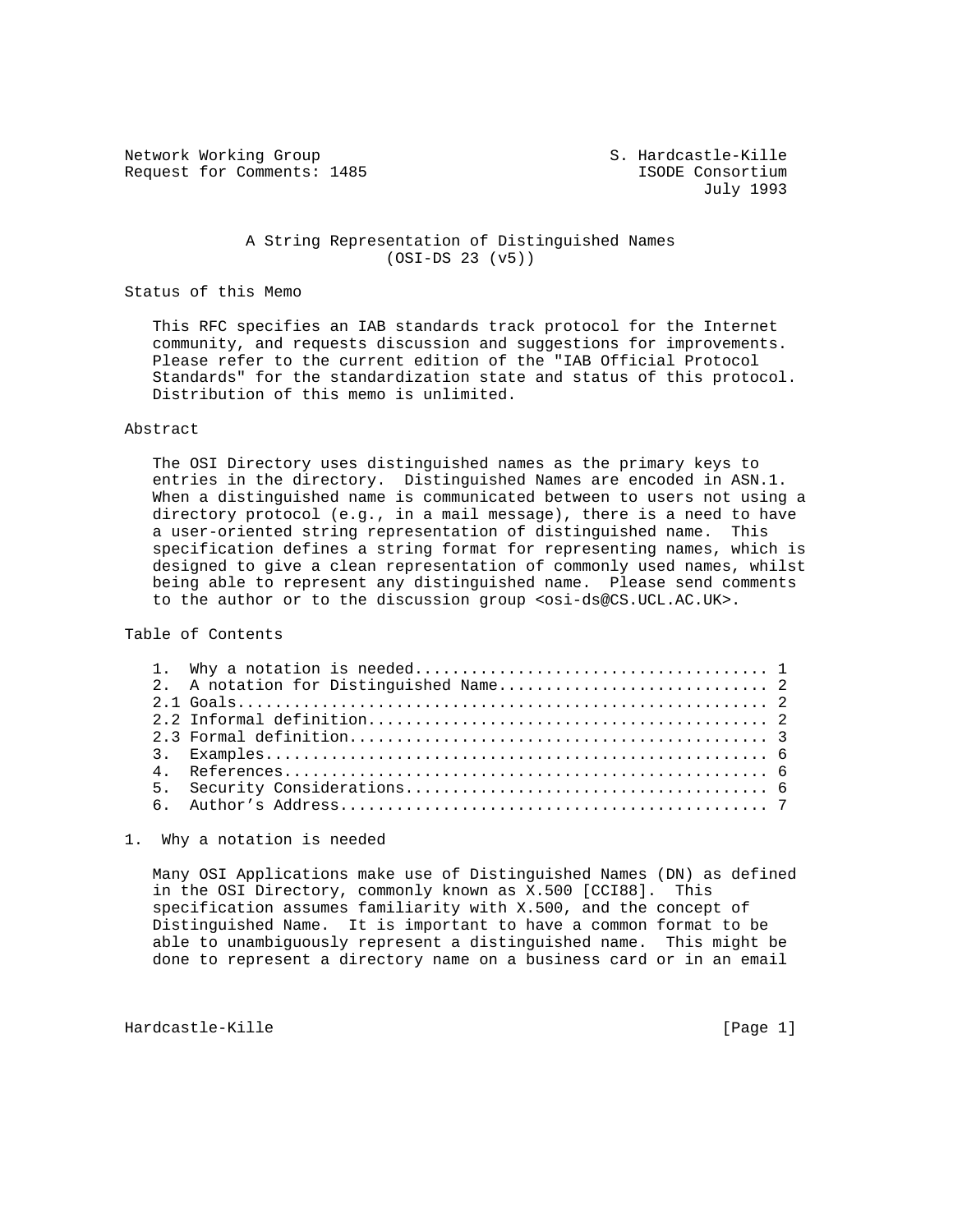Network Working Group                                S. Hardcastle-Kille
Request for Comments: 1485                              ISODE Consortium
                                                               July 1993

# A String Representation of Distinguished Names (OSI-DS 23 (v5))

## Status of this Memo

This RFC specifies an IAB standards track protocol for the Internet community, and requests discussion and suggestions for improvements. Please refer to the current edition of the "IAB Official Protocol Standards" for the standardization state and status of this protocol. Distribution of this memo is unlimited.

## Abstract

The OSI Directory uses distinguished names as the primary keys to entries in the directory. Distinguished Names are encoded in ASN.1. When a distinguished name is communicated between to users not using a directory protocol (e.g., in a mail message), there is a need to have a user-oriented string representation of distinguished name. This specification defines a string format for representing names, which is designed to give a clean representation of commonly used names, whilst being able to represent any distinguished name. Please send comments to the author or to the discussion group <osi-ds@CS.UCL.AC.UK>.

## Table of Contents

```
1.  Why a notation is needed..................................... 1
2.  A notation for Distinguished Name............................ 2
2.1 Goals........................................................ 2
2.2 Informal definition.......................................... 2
2.3 Formal definition............................................ 3
3.  Examples..................................................... 6
4.  References................................................... 6
5.  Security Considerations...................................... 6
6.  Author's Address............................................. 7
```

## 1. Why a notation is needed

Many OSI Applications make use of Distinguished Names (DN) as defined in the OSI Directory, commonly known as X.500 [CCI88]. This specification assumes familiarity with X.500, and the concept of Distinguished Name. It is important to have a common format to be able to unambiguously represent a distinguished name. This might be done to represent a directory name on a business card or in an email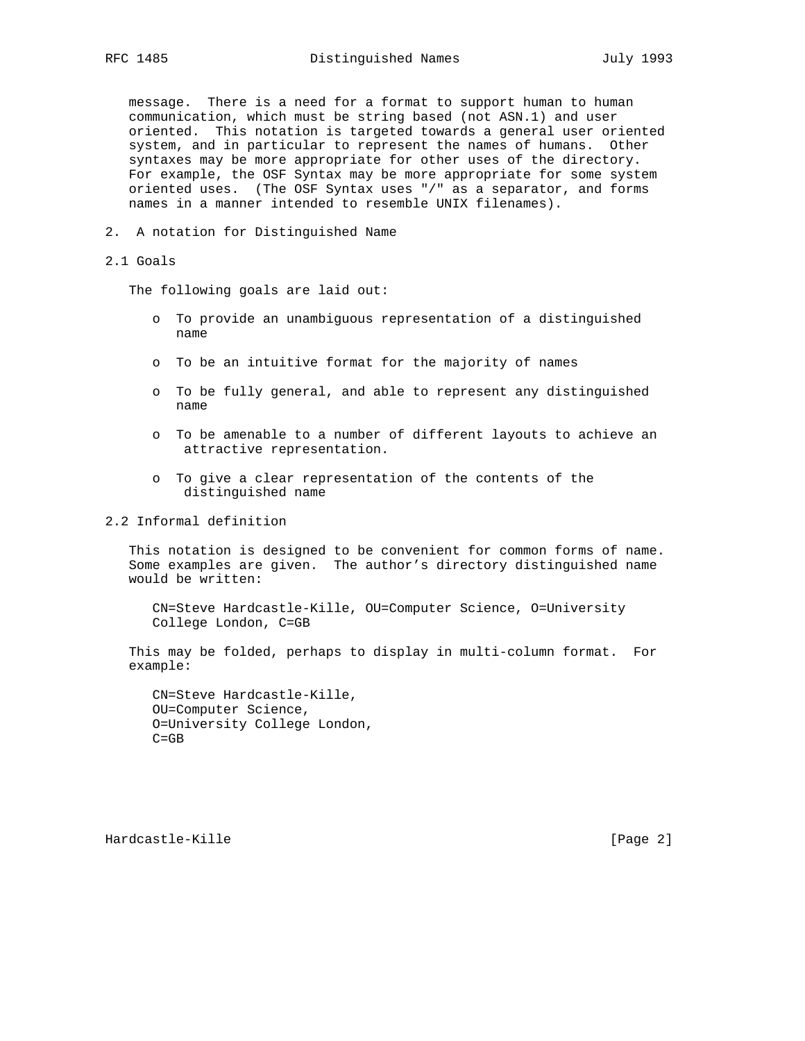message. There is a need for a format to support human to human communication, which must be string based (not ASN.1) and user oriented. This notation is targeted towards a general user oriented system, and in particular to represent the names of humans. Other syntaxes may be more appropriate for other uses of the directory. For example, the OSF Syntax may be more appropriate for some system oriented uses. (The OSF Syntax uses "/" as a separator, and forms names in a manner intended to resemble UNIX filenames).

## 2. A notation for Distinguished Name

### 2.1 Goals

The following goals are laid out:

- To provide an unambiguous representation of a distinguished name
- To be an intuitive format for the majority of names
- To be fully general, and able to represent any distinguished name
- To be amenable to a number of different layouts to achieve an attractive representation.
- To give a clear representation of the contents of the distinguished name

### 2.2 Informal definition

This notation is designed to be convenient for common forms of name. Some examples are given. The author's directory distinguished name would be written:

```
CN=Steve Hardcastle-Kille, OU=Computer Science, O=University
College London, C=GB
```

This may be folded, perhaps to display in multi-column format. For example:

```
CN=Steve Hardcastle-Kille,
OU=Computer Science,
O=University College London,
C=GB
```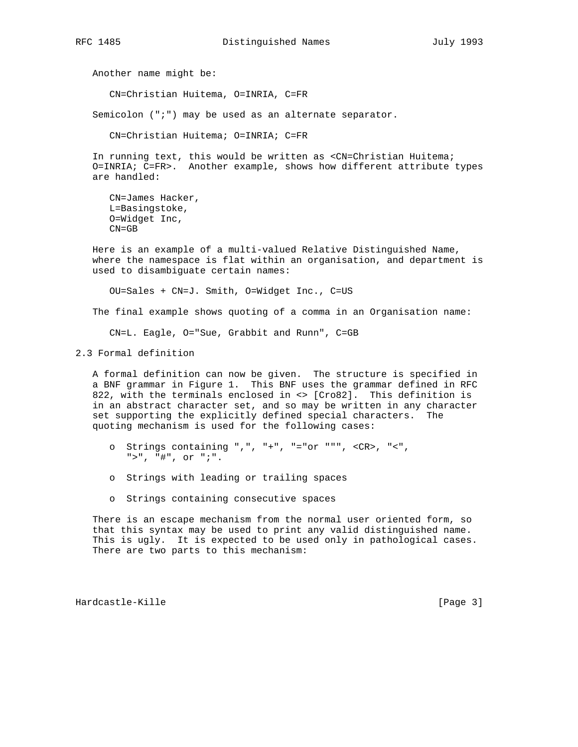Another name might be:

```
CN=Christian Huitema, O=INRIA, C=FR
```

Semicolon (";") may be used as an alternate separator.

```
CN=Christian Huitema; O=INRIA; C=FR
```

In running text, this would be written as <CN=Christian Huitema; O=INRIA; C=FR>. Another example, shows how different attribute types are handled:

```
CN=James Hacker,
L=Basingstoke,
O=Widget Inc,
CN=GB
```

Here is an example of a multi-valued Relative Distinguished Name, where the namespace is flat within an organisation, and department is used to disambiguate certain names:

```
OU=Sales + CN=J. Smith, O=Widget Inc., C=US
```

The final example shows quoting of a comma in an Organisation name:

```
CN=L. Eagle, O="Sue, Grabbit and Runn", C=GB
```

## 2.3 Formal definition

A formal definition can now be given. The structure is specified in a BNF grammar in Figure 1. This BNF uses the grammar defined in RFC 822, with the terminals enclosed in <> [Cro82]. This definition is in an abstract character set, and so may be written in any character set supporting the explicitly defined special characters. The quoting mechanism is used for the following cases:

- Strings containing ",", "+", "="or """, <CR>, "<", ">", "#", or ";".
- Strings with leading or trailing spaces
- Strings containing consecutive spaces

There is an escape mechanism from the normal user oriented form, so that this syntax may be used to print any valid distinguished name. This is ugly. It is expected to be used only in pathological cases. There are two parts to this mechanism: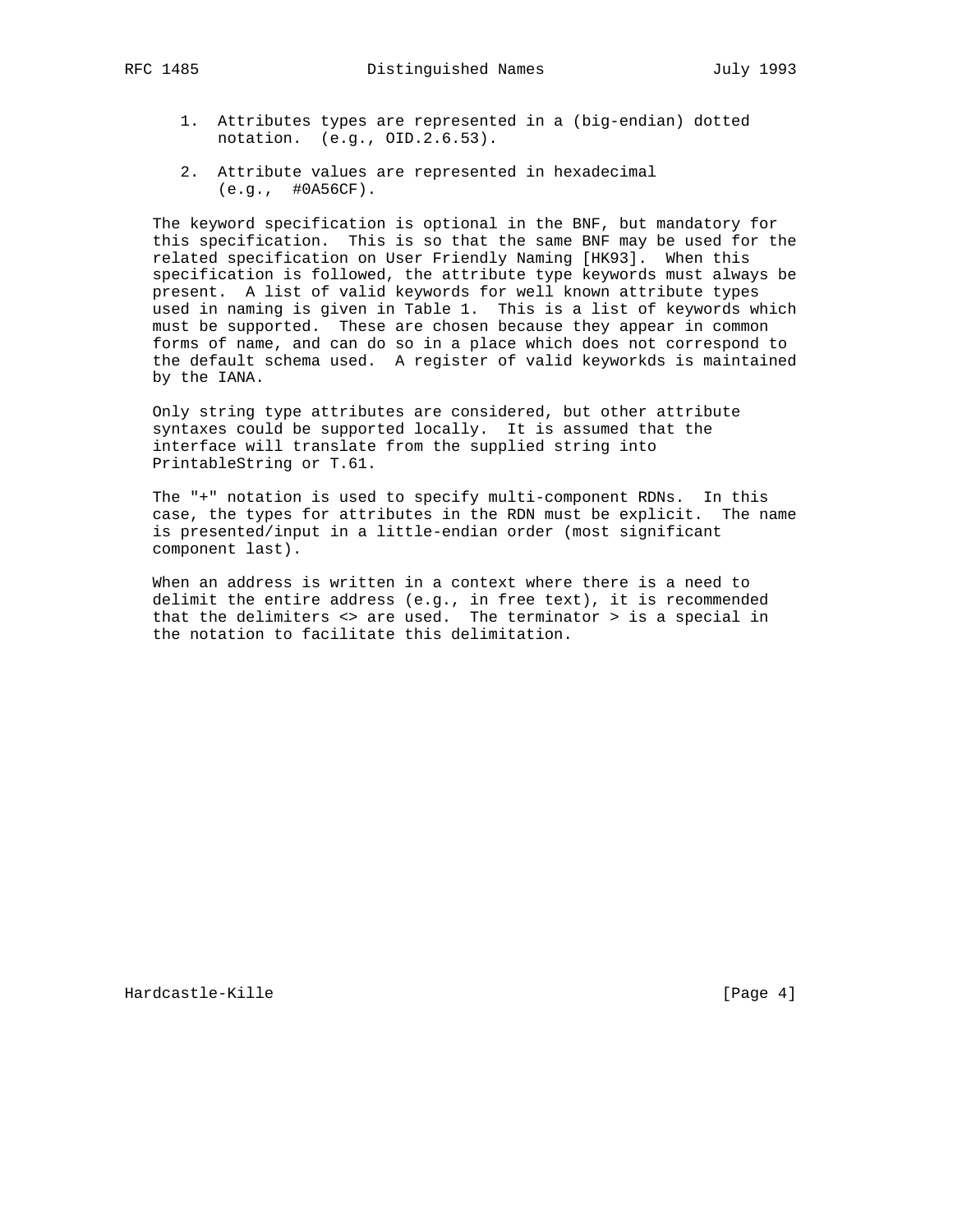1. Attributes types are represented in a (big-endian) dotted notation. (e.g., OID.2.6.53).

2. Attribute values are represented in hexadecimal (e.g., #0A56CF).

The keyword specification is optional in the BNF, but mandatory for this specification. This is so that the same BNF may be used for the related specification on User Friendly Naming [HK93]. When this specification is followed, the attribute type keywords must always be present. A list of valid keywords for well known attribute types used in naming is given in Table 1. This is a list of keywords which must be supported. These are chosen because they appear in common forms of name, and can do so in a place which does not correspond to the default schema used. A register of valid keyworkds is maintained by the IANA.

Only string type attributes are considered, but other attribute syntaxes could be supported locally. It is assumed that the interface will translate from the supplied string into PrintableString or T.61.

The "+" notation is used to specify multi-component RDNs. In this case, the types for attributes in the RDN must be explicit. The name is presented/input in a little-endian order (most significant component last).

When an address is written in a context where there is a need to delimit the entire address (e.g., in free text), it is recommended that the delimiters <> are used. The terminator > is a special in the notation to facilitate this delimitation.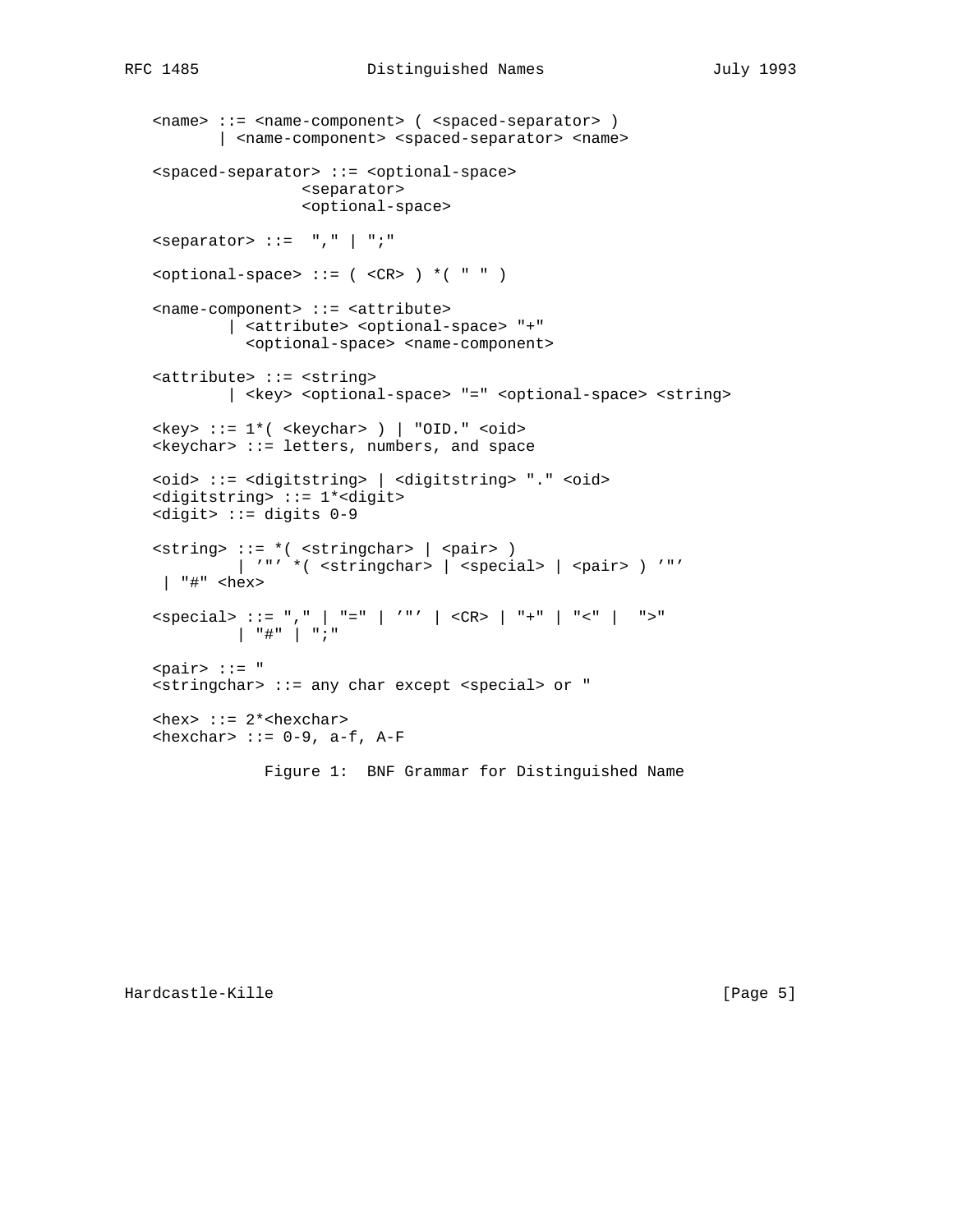```
<name> ::= <name-component> ( <spaced-separator> )
       | <name-component> <spaced-separator> <name>

<spaced-separator> ::= <optional-space>
                 <separator>
                 <optional-space>

<separator> ::=  "," | ";"

<optional-space> ::= ( <CR> ) *( " " )

<name-component> ::= <attribute>
        | <attribute> <optional-space> "+"
          <optional-space> <name-component>

<attribute> ::= <string>
        | <key> <optional-space> "=" <optional-space> <string>

<key> ::= 1*( <keychar> ) | "OID." <oid>
<keychar> ::= letters, numbers, and space

<oid> ::= <digitstring> | <digitstring> "." <oid>
<digitstring> ::= 1*<digit>
<digit> ::= digits 0-9

<string> ::= *( <stringchar> | <pair> )
         | '"' *( <stringchar> | <special> | <pair> ) '"'
 | "#" <hex>

<special> ::= "," | "=" | '"' | <CR> | "+" | "<" |  ">"
         | "#" | ";"

<pair> ::= "
<stringchar> ::= any char except <special> or "

<hex> ::= 2*<hexchar>
<hexchar> ::= 0-9, a-f, A-F
```

Figure 1:  BNF Grammar for Distinguished Name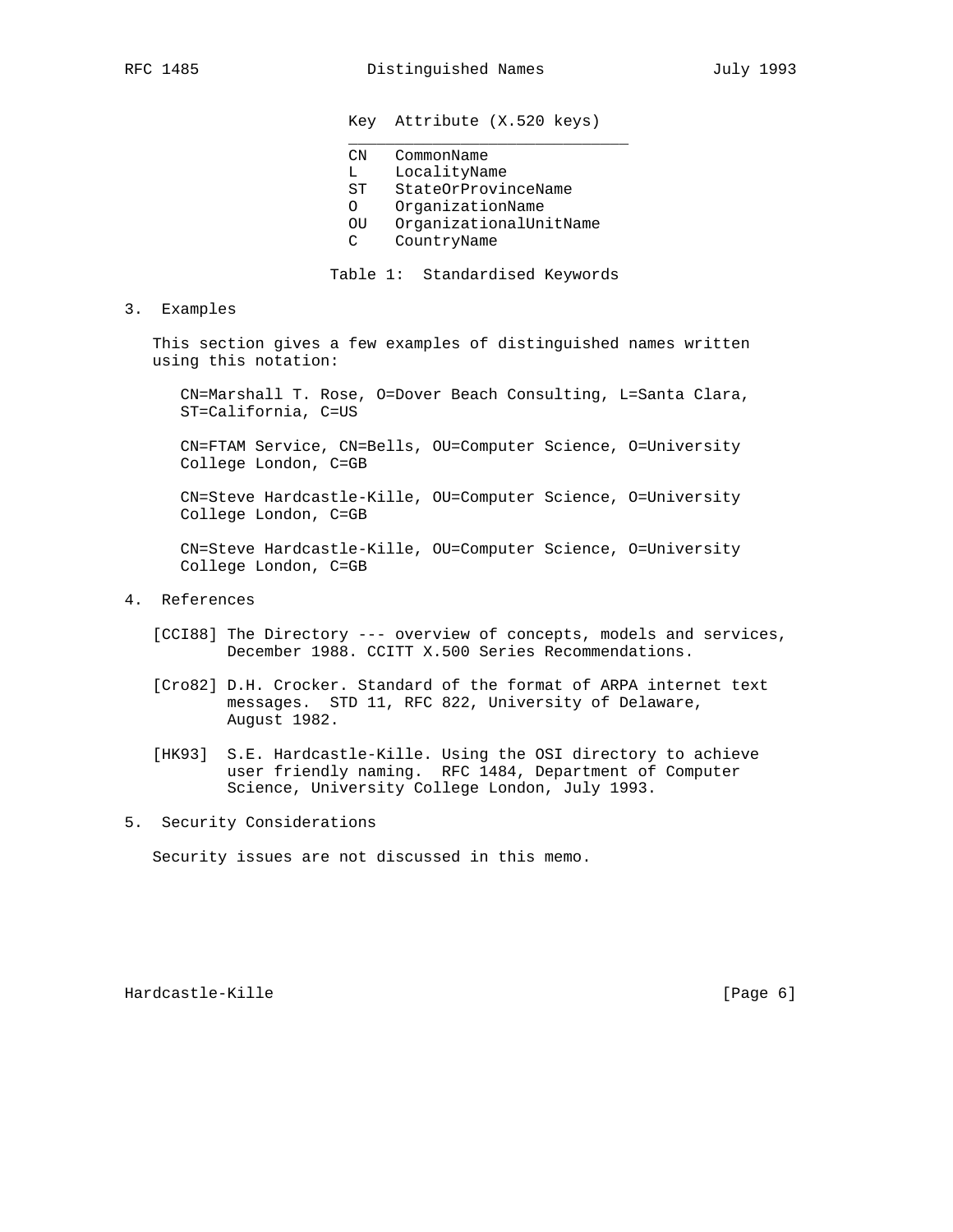| Key | Attribute (X.520 keys) |
| --- | --- |
| CN | CommonName |
| L | LocalityName |
| ST | StateOrProvinceName |
| O | OrganizationName |
| OU | OrganizationalUnitName |
| C | CountryName |

Table 1: Standardised Keywords

## 3. Examples

This section gives a few examples of distinguished names written using this notation:

```
CN=Marshall T. Rose, O=Dover Beach Consulting, L=Santa Clara,
ST=California, C=US

CN=FTAM Service, CN=Bells, OU=Computer Science, O=University
College London, C=GB

CN=Steve Hardcastle-Kille, OU=Computer Science, O=University
College London, C=GB

CN=Steve Hardcastle-Kille, OU=Computer Science, O=University
College London, C=GB
```

## 4. References

[CCI88] The Directory --- overview of concepts, models and services, December 1988. CCITT X.500 Series Recommendations.

[Cro82] D.H. Crocker. Standard of the format of ARPA internet text messages. STD 11, RFC 822, University of Delaware, August 1982.

[HK93] S.E. Hardcastle-Kille. Using the OSI directory to achieve user friendly naming. RFC 1484, Department of Computer Science, University College London, July 1993.

## 5. Security Considerations

Security issues are not discussed in this memo.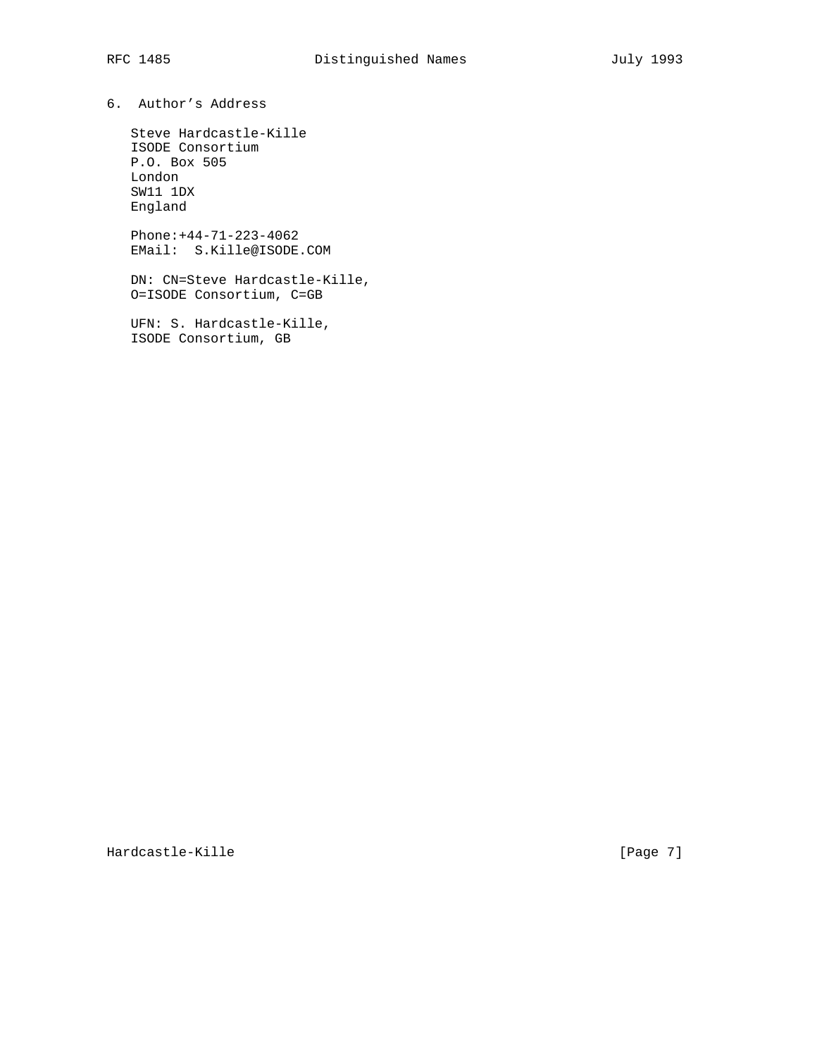## 6. Author's Address

Steve Hardcastle-Kille  
ISODE Consortium  
P.O. Box 505  
London  
SW11 1DX  
England

Phone:+44-71-223-4062  
EMail: S.Kille@ISODE.COM

DN: CN=Steve Hardcastle-Kille,  
O=ISODE Consortium, C=GB

UFN: S. Hardcastle-Kille,  
ISODE Consortium, GB